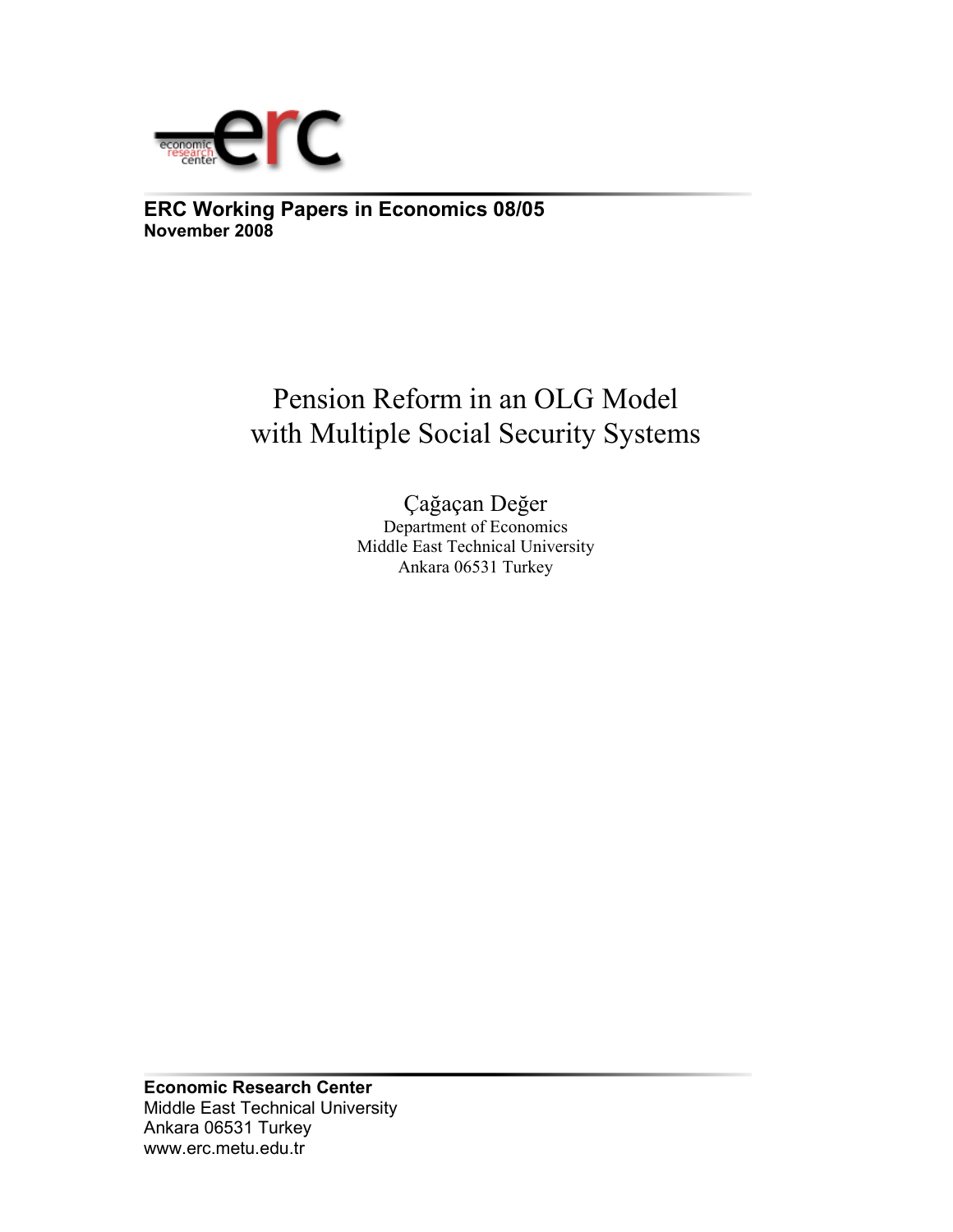**ERC Working Papers in Economics 08/05**
**November 2008**

# Pension Reform in an OLG Model with Multiple Social Security Systems

Çağaçan Değer
Department of Economics
Middle East Technical University
Ankara 06531 Turkey

**Economic Research Center**
Middle East Technical University
Ankara 06531 Turkey
www.erc.metu.edu.tr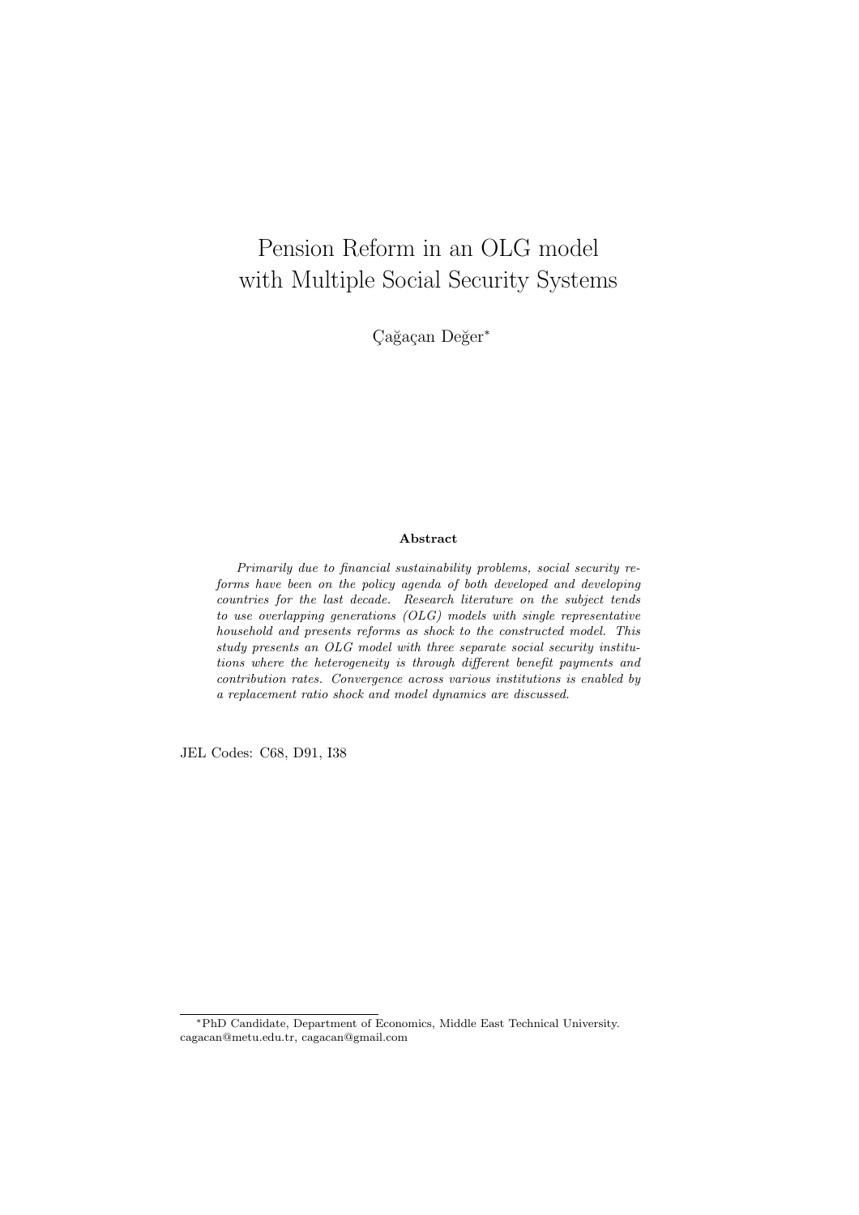# Pension Reform in an OLG model with Multiple Social Security Systems

Çağaçan Değer*

**Abstract**

*Primarily due to financial sustainability problems, social security reforms have been on the policy agenda of both developed and developing countries for the last decade. Research literature on the subject tends to use overlapping generations (OLG) models with single representative household and presents reforms as shock to the constructed model. This study presents an OLG model with three separate social security institutions where the heterogeneity is through different benefit payments and contribution rates. Convergence across various institutions is enabled by a replacement ratio shock and model dynamics are discussed.*

JEL Codes: C68, D91, I38

*PhD Candidate, Department of Economics, Middle East Technical University. cagacan@metu.edu.tr, cagacan@gmail.com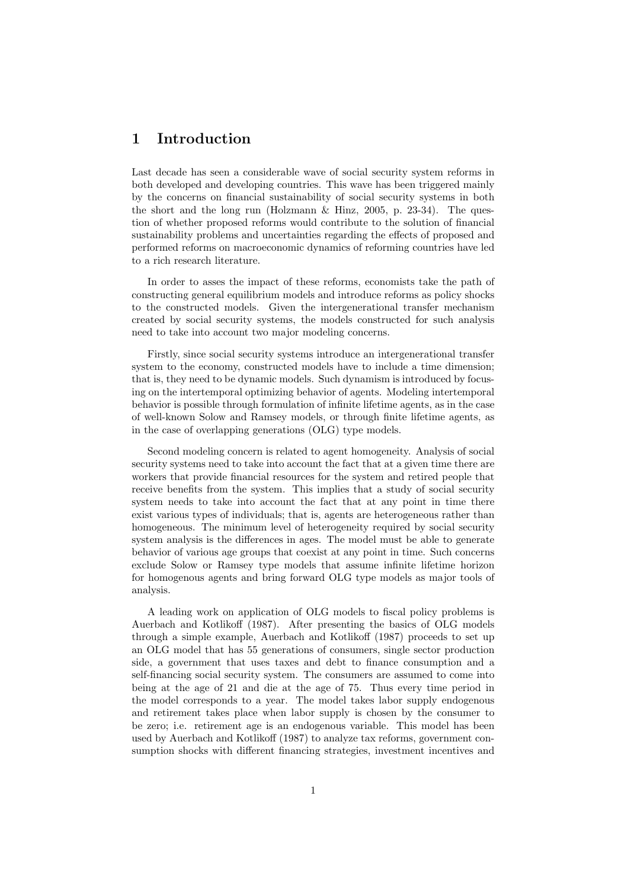# 1 Introduction

Last decade has seen a considerable wave of social security system reforms in both developed and developing countries. This wave has been triggered mainly by the concerns on financial sustainability of social security systems in both the short and the long run (Holzmann & Hinz, 2005, p. 23-34). The question of whether proposed reforms would contribute to the solution of financial sustainability problems and uncertainties regarding the effects of proposed and performed reforms on macroeconomic dynamics of reforming countries have led to a rich research literature.

In order to asses the impact of these reforms, economists take the path of constructing general equilibrium models and introduce reforms as policy shocks to the constructed models. Given the intergenerational transfer mechanism created by social security systems, the models constructed for such analysis need to take into account two major modeling concerns.

Firstly, since social security systems introduce an intergenerational transfer system to the economy, constructed models have to include a time dimension; that is, they need to be dynamic models. Such dynamism is introduced by focusing on the intertemporal optimizing behavior of agents. Modeling intertemporal behavior is possible through formulation of infinite lifetime agents, as in the case of well-known Solow and Ramsey models, or through finite lifetime agents, as in the case of overlapping generations (OLG) type models.

Second modeling concern is related to agent homogeneity. Analysis of social security systems need to take into account the fact that at a given time there are workers that provide financial resources for the system and retired people that receive benefits from the system. This implies that a study of social security system needs to take into account the fact that at any point in time there exist various types of individuals; that is, agents are heterogeneous rather than homogeneous. The minimum level of heterogeneity required by social security system analysis is the differences in ages. The model must be able to generate behavior of various age groups that coexist at any point in time. Such concerns exclude Solow or Ramsey type models that assume infinite lifetime horizon for homogenous agents and bring forward OLG type models as major tools of analysis.

A leading work on application of OLG models to fiscal policy problems is Auerbach and Kotlikoff (1987). After presenting the basics of OLG models through a simple example, Auerbach and Kotlikoff (1987) proceeds to set up an OLG model that has 55 generations of consumers, single sector production side, a government that uses taxes and debt to finance consumption and a self-financing social security system. The consumers are assumed to come into being at the age of 21 and die at the age of 75. Thus every time period in the model corresponds to a year. The model takes labor supply endogenous and retirement takes place when labor supply is chosen by the consumer to be zero; i.e. retirement age is an endogenous variable. This model has been used by Auerbach and Kotlikoff (1987) to analyze tax reforms, government consumption shocks with different financing strategies, investment incentives and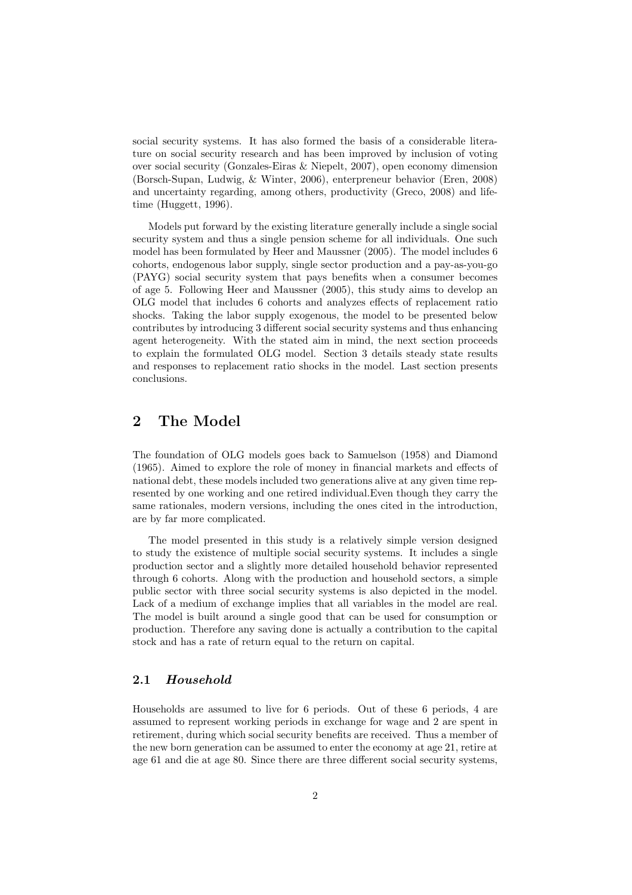social security systems. It has also formed the basis of a considerable literature on social security research and has been improved by inclusion of voting over social security (Gonzales-Eiras & Niepelt, 2007), open economy dimension (Borsch-Supan, Ludwig, & Winter, 2006), enterpreneur behavior (Eren, 2008) and uncertainty regarding, among others, productivity (Greco, 2008) and lifetime (Huggett, 1996).

Models put forward by the existing literature generally include a single social security system and thus a single pension scheme for all individuals. One such model has been formulated by Heer and Maussner (2005). The model includes 6 cohorts, endogenous labor supply, single sector production and a pay-as-you-go (PAYG) social security system that pays benefits when a consumer becomes of age 5. Following Heer and Maussner (2005), this study aims to develop an OLG model that includes 6 cohorts and analyzes effects of replacement ratio shocks. Taking the labor supply exogenous, the model to be presented below contributes by introducing 3 different social security systems and thus enhancing agent heterogeneity. With the stated aim in mind, the next section proceeds to explain the formulated OLG model. Section 3 details steady state results and responses to replacement ratio shocks in the model. Last section presents conclusions.

## 2 The Model

The foundation of OLG models goes back to Samuelson (1958) and Diamond (1965). Aimed to explore the role of money in financial markets and effects of national debt, these models included two generations alive at any given time represented by one working and one retired individual.Even though they carry the same rationales, modern versions, including the ones cited in the introduction, are by far more complicated.

The model presented in this study is a relatively simple version designed to study the existence of multiple social security systems. It includes a single production sector and a slightly more detailed household behavior represented through 6 cohorts. Along with the production and household sectors, a simple public sector with three social security systems is also depicted in the model. Lack of a medium of exchange implies that all variables in the model are real. The model is built around a single good that can be used for consumption or production. Therefore any saving done is actually a contribution to the capital stock and has a rate of return equal to the return on capital.

### 2.1 *Household*

Households are assumed to live for 6 periods. Out of these 6 periods, 4 are assumed to represent working periods in exchange for wage and 2 are spent in retirement, during which social security benefits are received. Thus a member of the new born generation can be assumed to enter the economy at age 21, retire at age 61 and die at age 80. Since there are three different social security systems,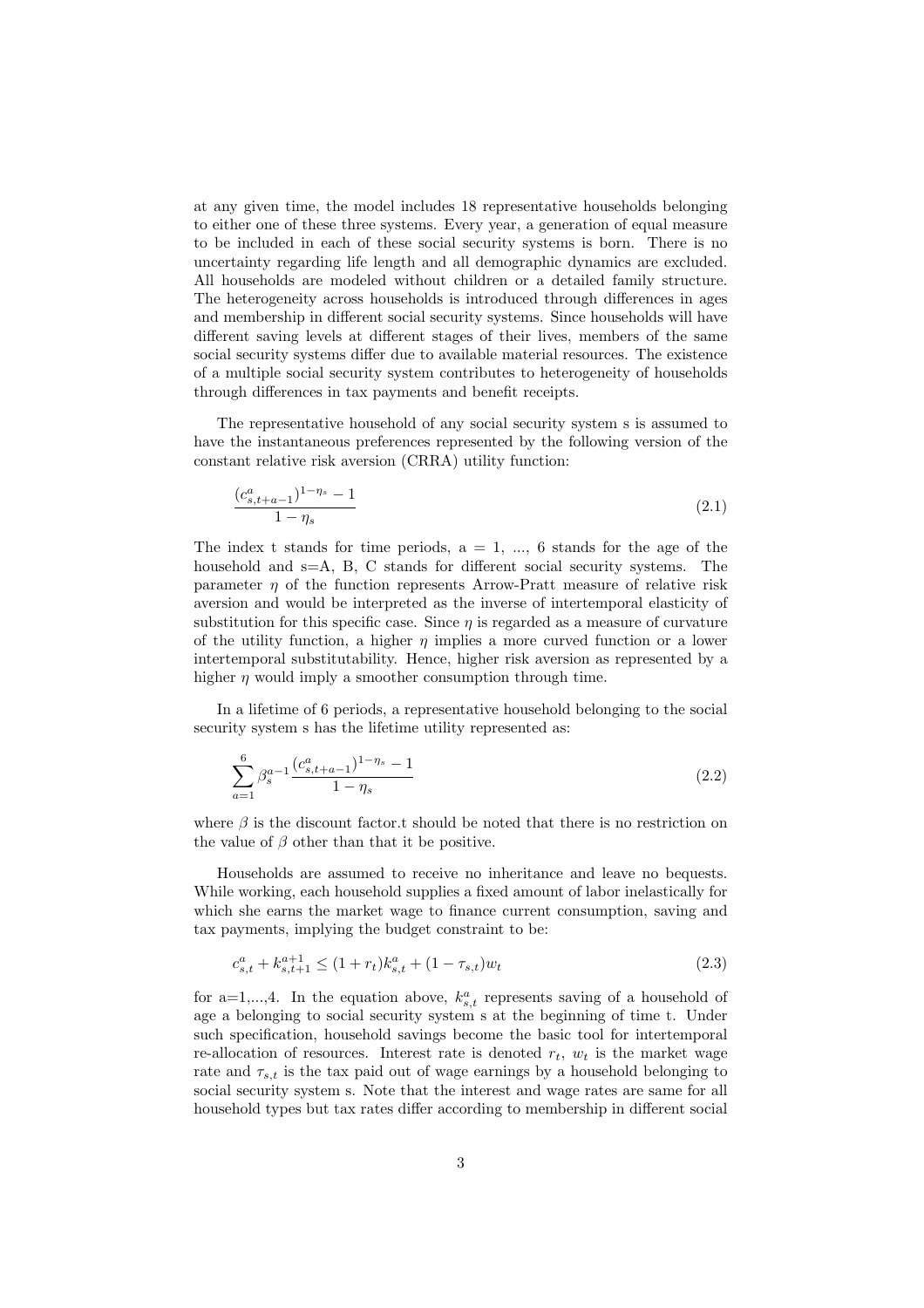at any given time, the model includes 18 representative households belonging to either one of these three systems. Every year, a generation of equal measure to be included in each of these social security systems is born. There is no uncertainty regarding life length and all demographic dynamics are excluded. All households are modeled without children or a detailed family structure. The heterogeneity across households is introduced through differences in ages and membership in different social security systems. Since households will have different saving levels at different stages of their lives, members of the same social security systems differ due to available material resources. The existence of a multiple social security system contributes to heterogeneity of households through differences in tax payments and benefit receipts.

The representative household of any social security system s is assumed to have the instantaneous preferences represented by the following version of the constant relative risk aversion (CRRA) utility function:

$$\frac{(c^{a}_{s,t+a-1})^{1-\eta_s}-1}{1-\eta_s} \tag{2.1}$$

The index t stands for time periods, a = 1, ..., 6 stands for the age of the household and s=A, B, C stands for different social security systems. The parameter $\eta$ of the function represents Arrow-Pratt measure of relative risk aversion and would be interpreted as the inverse of intertemporal elasticity of substitution for this specific case. Since $\eta$ is regarded as a measure of curvature of the utility function, a higher $\eta$ implies a more curved function or a lower intertemporal substitutability. Hence, higher risk aversion as represented by a higher $\eta$ would imply a smoother consumption through time.

In a lifetime of 6 periods, a representative household belonging to the social security system s has the lifetime utility represented as:

$$\sum_{a=1}^{6}\beta_s^{a-1}\frac{(c^{a}_{s,t+a-1})^{1-\eta_s}-1}{1-\eta_s} \tag{2.2}$$

where $\beta$ is the discount factor.t should be noted that there is no restriction on the value of $\beta$ other than that it be positive.

Households are assumed to receive no inheritance and leave no bequests. While working, each household supplies a fixed amount of labor inelastically for which she earns the market wage to finance current consumption, saving and tax payments, implying the budget constraint to be:

$$c^{a}_{s,t}+k^{a+1}_{s,t+1}\leq(1+r_t)k^{a}_{s,t}+(1-\tau_{s,t})w_t \tag{2.3}$$

for a=1,...,4. In the equation above, $k^{a}_{s,t}$ represents saving of a household of age a belonging to social security system s at the beginning of time t. Under such specification, household savings become the basic tool for intertemporal re-allocation of resources. Interest rate is denoted $r_t$, $w_t$ is the market wage rate and $\tau_{s,t}$ is the tax paid out of wage earnings by a household belonging to social security system s. Note that the interest and wage rates are same for all household types but tax rates differ according to membership in different social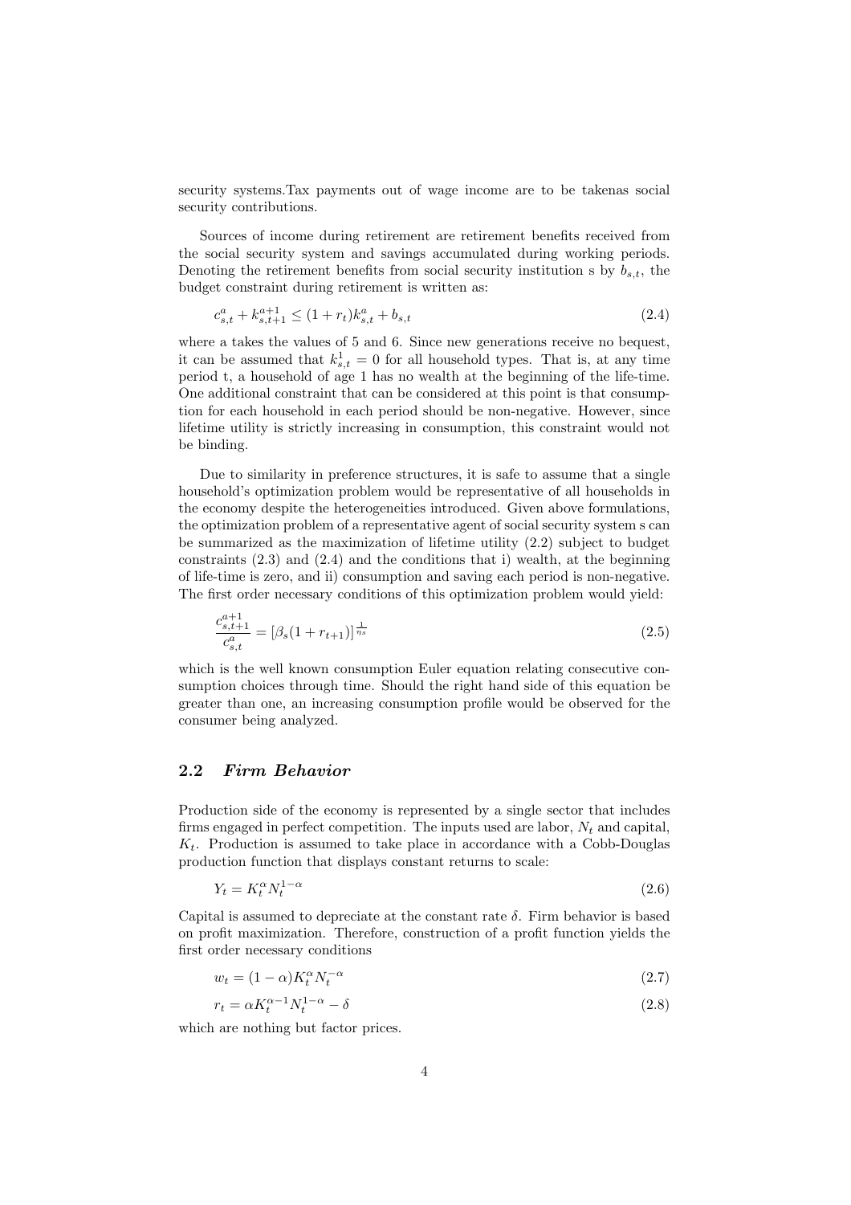security systems.Tax payments out of wage income are to be takenas social security contributions.

Sources of income during retirement are retirement benefits received from the social security system and savings accumulated during working periods. Denoting the retirement benefits from social security institution s by $b_{s,t}$, the budget constraint during retirement is written as:

$$c_{s,t}^{a} + k_{s,t+1}^{a+1} \leq (1 + r_t) k_{s,t}^{a} + b_{s,t} \tag{2.4}$$

where a takes the values of 5 and 6. Since new generations receive no bequest, it can be assumed that $k_{s,t}^{1} = 0$ for all household types. That is, at any time period t, a household of age 1 has no wealth at the beginning of the life-time. One additional constraint that can be considered at this point is that consumption for each household in each period should be non-negative. However, since lifetime utility is strictly increasing in consumption, this constraint would not be binding.

Due to similarity in preference structures, it is safe to assume that a single household's optimization problem would be representative of all households in the economy despite the heterogeneities introduced. Given above formulations, the optimization problem of a representative agent of social security system s can be summarized as the maximization of lifetime utility (2.2) subject to budget constraints (2.3) and (2.4) and the conditions that i) wealth, at the beginning of life-time is zero, and ii) consumption and saving each period is non-negative. The first order necessary conditions of this optimization problem would yield:

$$\frac{c_{s,t+1}^{a+1}}{c_{s,t}^{a}} = [\beta_s (1 + r_{t+1})]^{\frac{1}{\eta_s}} \tag{2.5}$$

which is the well known consumption Euler equation relating consecutive consumption choices through time. Should the right hand side of this equation be greater than one, an increasing consumption profile would be observed for the consumer being analyzed.

## 2.2 *Firm Behavior*

Production side of the economy is represented by a single sector that includes firms engaged in perfect competition. The inputs used are labor, $N_t$ and capital, $K_t$. Production is assumed to take place in accordance with a Cobb-Douglas production function that displays constant returns to scale:

$$Y_t = K_t^{\alpha} N_t^{1-\alpha} \tag{2.6}$$

Capital is assumed to depreciate at the constant rate $\delta$. Firm behavior is based on profit maximization. Therefore, construction of a profit function yields the first order necessary conditions

$$w_t = (1 - \alpha) K_t^{\alpha} N_t^{-\alpha} \tag{2.7}$$

$$r_t = \alpha K_t^{\alpha - 1} N_t^{1-\alpha} - \delta \tag{2.8}$$

which are nothing but factor prices.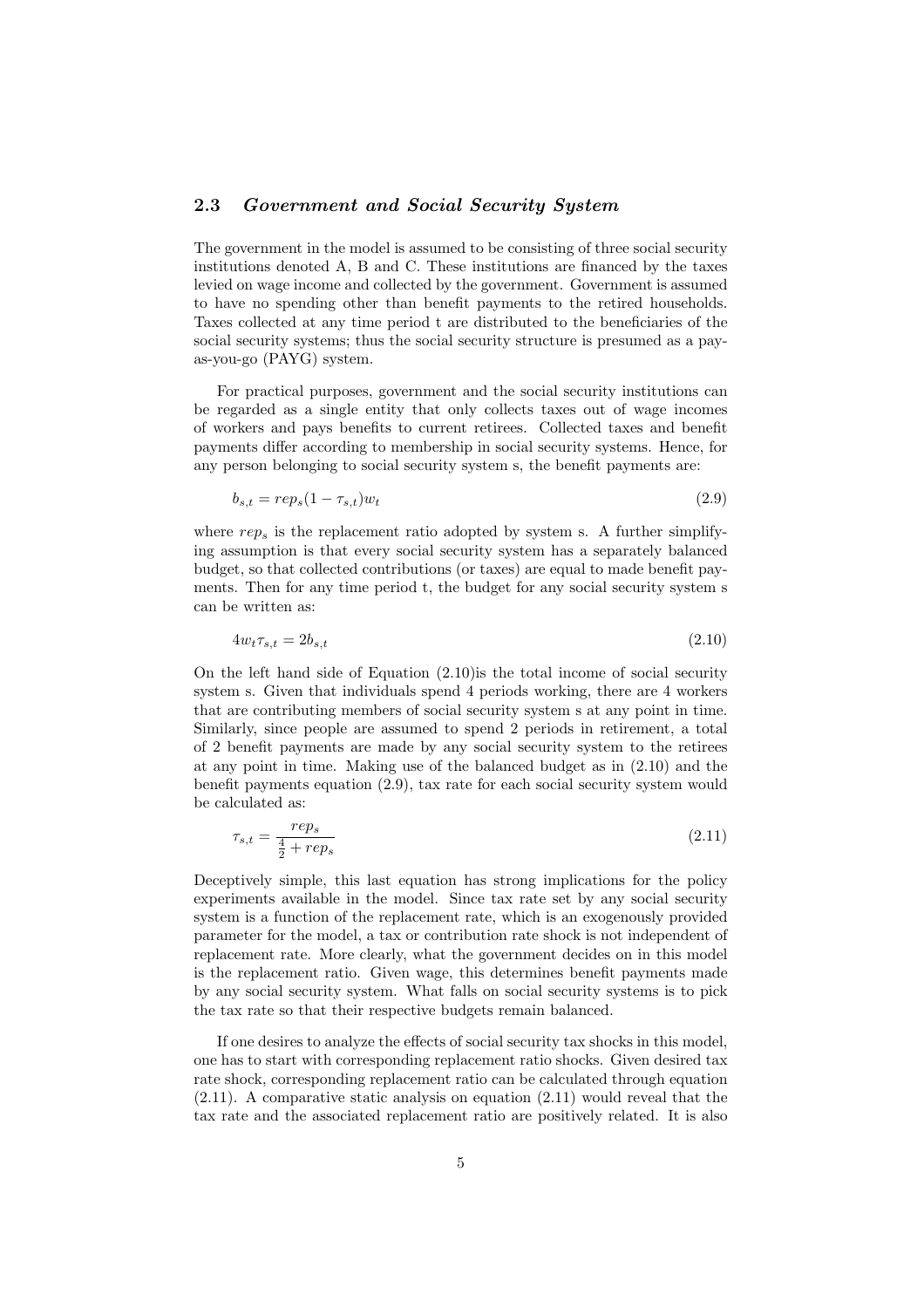### 2.3 *Government and Social Security System*

The government in the model is assumed to be consisting of three social security institutions denoted A, B and C. These institutions are financed by the taxes levied on wage income and collected by the government. Government is assumed to have no spending other than benefit payments to the retired households. Taxes collected at any time period t are distributed to the beneficiaries of the social security systems; thus the social security structure is presumed as a pay-as-you-go (PAYG) system.

For practical purposes, government and the social security institutions can be regarded as a single entity that only collects taxes out of wage incomes of workers and pays benefits to current retirees. Collected taxes and benefit payments differ according to membership in social security systems. Hence, for any person belonging to social security system s, the benefit payments are:

$$b_{s,t} = rep_s(1 - \tau_{s,t})w_t \tag{2.9}$$

where $rep_s$ is the replacement ratio adopted by system s. A further simplifying assumption is that every social security system has a separately balanced budget, so that collected contributions (or taxes) are equal to made benefit payments. Then for any time period t, the budget for any social security system s can be written as:

$$4w_t\tau_{s,t} = 2b_{s,t} \tag{2.10}$$

On the left hand side of Equation (2.10)is the total income of social security system s. Given that individuals spend 4 periods working, there are 4 workers that are contributing members of social security system s at any point in time. Similarly, since people are assumed to spend 2 periods in retirement, a total of 2 benefit payments are made by any social security system to the retirees at any point in time. Making use of the balanced budget as in (2.10) and the benefit payments equation (2.9), tax rate for each social security system would be calculated as:

$$\tau_{s,t} = \frac{rep_s}{\frac{4}{2} + rep_s} \tag{2.11}$$

Deceptively simple, this last equation has strong implications for the policy experiments available in the model. Since tax rate set by any social security system is a function of the replacement rate, which is an exogenously provided parameter for the model, a tax or contribution rate shock is not independent of replacement rate. More clearly, what the government decides on in this model is the replacement ratio. Given wage, this determines benefit payments made by any social security system. What falls on social security systems is to pick the tax rate so that their respective budgets remain balanced.

If one desires to analyze the effects of social security tax shocks in this model, one has to start with corresponding replacement ratio shocks. Given desired tax rate shock, corresponding replacement ratio can be calculated through equation (2.11). A comparative static analysis on equation (2.11) would reveal that the tax rate and the associated replacement ratio are positively related. It is also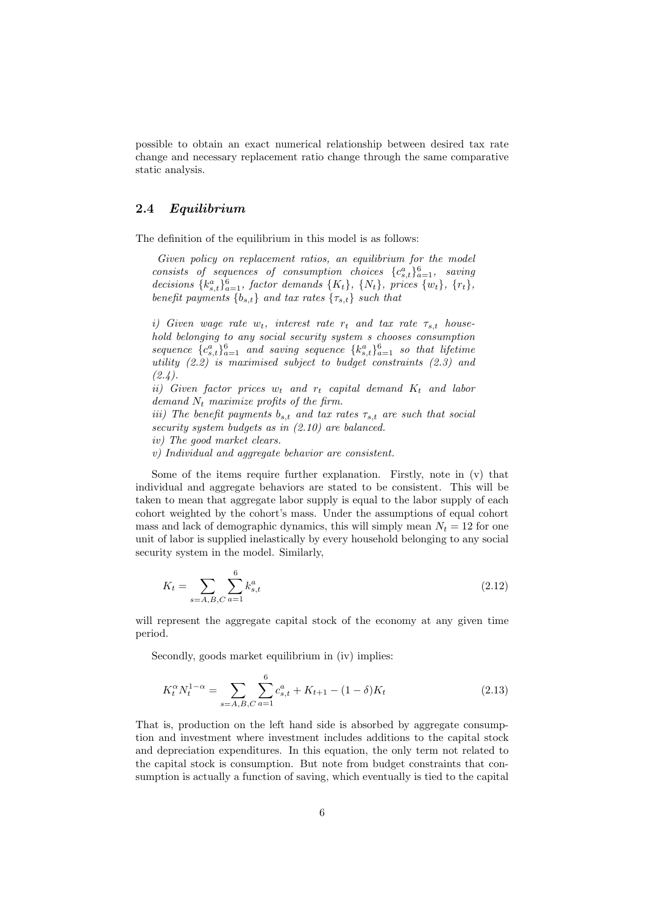possible to obtain an exact numerical relationship between desired tax rate change and necessary replacement ratio change through the same comparative static analysis.

## 2.4 *Equilibrium*

The definition of the equilibrium in this model is as follows:

> *Given policy on replacement ratios, an equilibrium for the model consists of sequences of consumption choices $\{c^a_{s,t}\}^6_{a=1}$, saving decisions $\{k^a_{s,t}\}^6_{a=1}$, factor demands $\{K_t\}$, $\{N_t\}$, prices $\{w_t\}$, $\{r_t\}$, benefit payments $\{b_{s,t}\}$ and tax rates $\{\tau_{s,t}\}$ such that*
>
> *i) Given wage rate $w_t$, interest rate $r_t$ and tax rate $\tau_{s,t}$ household belonging to any social security system s chooses consumption sequence $\{c^a_{s,t}\}^6_{a=1}$ and saving sequence $\{k^a_{s,t}\}^6_{a=1}$ so that lifetime utility (2.2) is maximised subject to budget constraints (2.3) and (2.4).*
> *ii) Given factor prices $w_t$ and $r_t$ capital demand $K_t$ and labor demand $N_t$ maximize profits of the firm.*
> *iii) The benefit payments $b_{s,t}$ and tax rates $\tau_{s,t}$ are such that social security system budgets as in (2.10) are balanced.*
> *iv) The good market clears.*
> *v) Individual and aggregate behavior are consistent.*

Some of the items require further explanation. Firstly, note in (v) that individual and aggregate behaviors are stated to be consistent. This will be taken to mean that aggregate labor supply is equal to the labor supply of each cohort weighted by the cohort's mass. Under the assumptions of equal cohort mass and lack of demographic dynamics, this will simply mean $N_t = 12$ for one unit of labor is supplied inelastically by every household belonging to any social security system in the model. Similarly,

$$K_t = \sum_{s=A,B,C} \sum_{a=1}^{6} k^a_{s,t} \tag{2.12}$$

will represent the aggregate capital stock of the economy at any given time period.

Secondly, goods market equilibrium in (iv) implies:

$$K_t^{\alpha} N_t^{1-\alpha} = \sum_{s=A,B,C} \sum_{a=1}^{6} c^a_{s,t} + K_{t+1} - (1-\delta)K_t \tag{2.13}$$

That is, production on the left hand side is absorbed by aggregate consumption and investment where investment includes additions to the capital stock and depreciation expenditures. In this equation, the only term not related to the capital stock is consumption. But note from budget constraints that consumption is actually a function of saving, which eventually is tied to the capital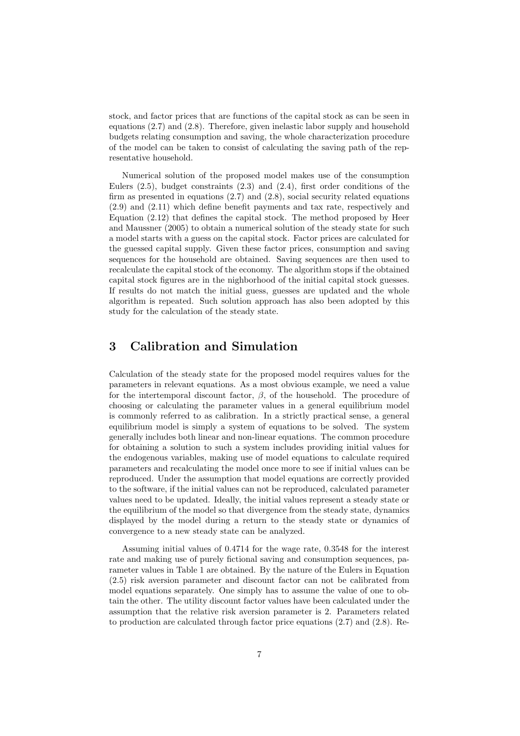stock, and factor prices that are functions of the capital stock as can be seen in equations (2.7) and (2.8). Therefore, given inelastic labor supply and household budgets relating consumption and saving, the whole characterization procedure of the model can be taken to consist of calculating the saving path of the representative household.

Numerical solution of the proposed model makes use of the consumption Eulers (2.5), budget constraints (2.3) and (2.4), first order conditions of the firm as presented in equations (2.7) and (2.8), social security related equations (2.9) and (2.11) which define benefit payments and tax rate, respectively and Equation (2.12) that defines the capital stock. The method proposed by Heer and Maussner (2005) to obtain a numerical solution of the steady state for such a model starts with a guess on the capital stock. Factor prices are calculated for the guessed capital supply. Given these factor prices, consumption and saving sequences for the household are obtained. Saving sequences are then used to recalculate the capital stock of the economy. The algorithm stops if the obtained capital stock figures are in the nighborhood of the initial capital stock guesses. If results do not match the initial guess, guesses are updated and the whole algorithm is repeated. Such solution approach has also been adopted by this study for the calculation of the steady state.

# 3 Calibration and Simulation

Calculation of the steady state for the proposed model requires values for the parameters in relevant equations. As a most obvious example, we need a value for the intertemporal discount factor, $\beta$, of the household. The procedure of choosing or calculating the parameter values in a general equilibrium model is commonly referred to as calibration. In a strictly practical sense, a general equilibrium model is simply a system of equations to be solved. The system generally includes both linear and non-linear equations. The common procedure for obtaining a solution to such a system includes providing initial values for the endogenous variables, making use of model equations to calculate required parameters and recalculating the model once more to see if initial values can be reproduced. Under the assumption that model equations are correctly provided to the software, if the initial values can not be reproduced, calculated parameter values need to be updated. Ideally, the initial values represent a steady state or the equilibrium of the model so that divergence from the steady state, dynamics displayed by the model during a return to the steady state or dynamics of convergence to a new steady state can be analyzed.

Assuming initial values of 0.4714 for the wage rate, 0.3548 for the interest rate and making use of purely fictional saving and consumption sequences, parameter values in Table 1 are obtained. By the nature of the Eulers in Equation (2.5) risk aversion parameter and discount factor can not be calibrated from model equations separately. One simply has to assume the value of one to obtain the other. The utility discount factor values have been calculated under the assumption that the relative risk aversion parameter is 2. Parameters related to production are calculated through factor price equations (2.7) and (2.8). Re-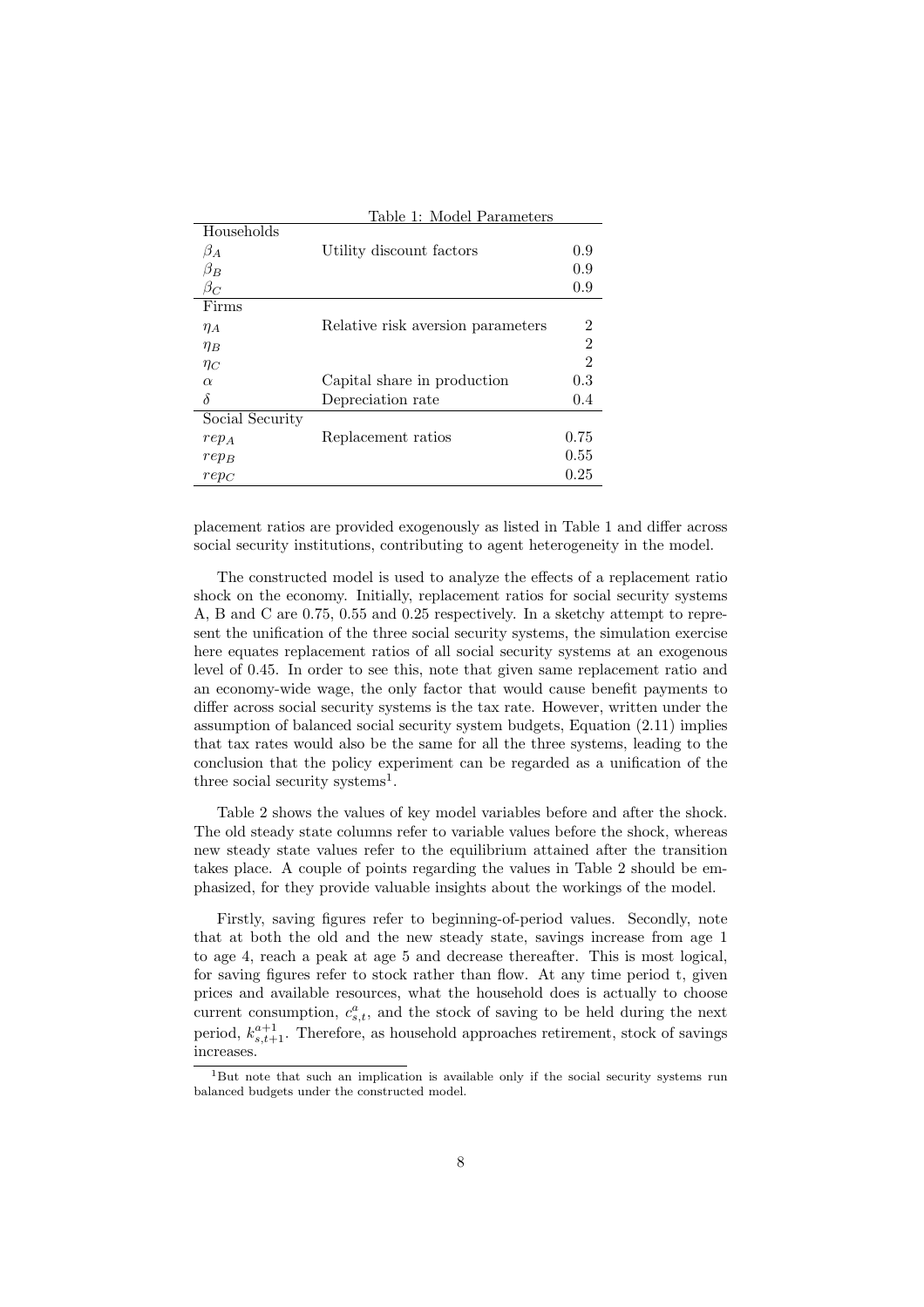Table 1: Model Parameters

| | | |
|---|---|---|
| Households | | |
| $\beta_A$ | Utility discount factors | 0.9 |
| $\beta_B$ | | 0.9 |
| $\beta_C$ | | 0.9 |
| Firms | | |
| $\eta_A$ | Relative risk aversion parameters | 2 |
| $\eta_B$ | | 2 |
| $\eta_C$ | | 2 |
| $\alpha$ | Capital share in production | 0.3 |
| $\delta$ | Depreciation rate | 0.4 |
| Social Security | | |
| $rep_A$ | Replacement ratios | 0.75 |
| $rep_B$ | | 0.55 |
| $rep_C$ | | 0.25 |

placement ratios are provided exogenously as listed in Table 1 and differ across social security institutions, contributing to agent heterogeneity in the model.

The constructed model is used to analyze the effects of a replacement ratio shock on the economy. Initially, replacement ratios for social security systems A, B and C are 0.75, 0.55 and 0.25 respectively. In a sketchy attempt to represent the unification of the three social security systems, the simulation exercise here equates replacement ratios of all social security systems at an exogenous level of 0.45. In order to see this, note that given same replacement ratio and an economy-wide wage, the only factor that would cause benefit payments to differ across social security systems is the tax rate. However, written under the assumption of balanced social security system budgets, Equation (2.11) implies that tax rates would also be the same for all the three systems, leading to the conclusion that the policy experiment can be regarded as a unification of the three social security systems[1].

Table 2 shows the values of key model variables before and after the shock. The old steady state columns refer to variable values before the shock, whereas new steady state values refer to the equilibrium attained after the transition takes place. A couple of points regarding the values in Table 2 should be emphasized, for they provide valuable insights about the workings of the model.

Firstly, saving figures refer to beginning-of-period values. Secondly, note that at both the old and the new steady state, savings increase from age 1 to age 4, reach a peak at age 5 and decrease thereafter. This is most logical, for saving figures refer to stock rather than flow. At any time period t, given prices and available resources, what the household does is actually to choose current consumption, $c^a_{s,t}$, and the stock of saving to be held during the next period, $k^{a+1}_{s,t+1}$. Therefore, as household approaches retirement, stock of savings increases.

[1]But note that such an implication is available only if the social security systems run balanced budgets under the constructed model.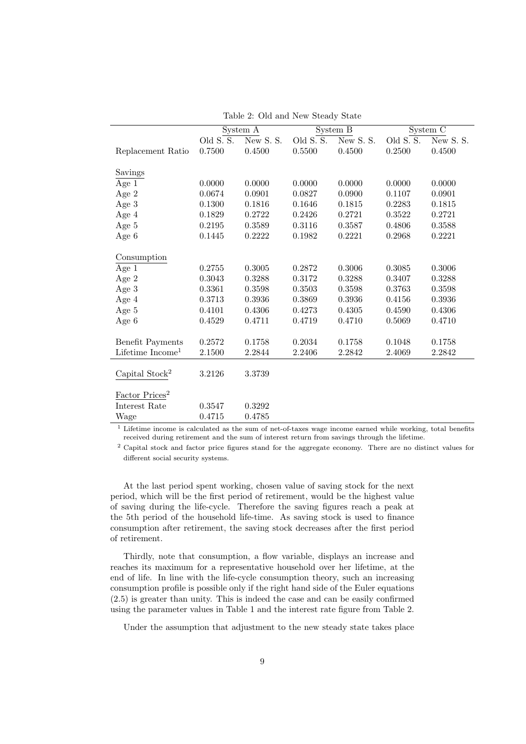Table 2: Old and New Steady State

| | System A | | System B | | System C | |
|---|---|---|---|---|---|---|
| | Old S. S. | New S. S. | Old S. S. | New S. S. | Old S. S. | New S. S. |
| Replacement Ratio | 0.7500 | 0.4500 | 0.5500 | 0.4500 | 0.2500 | 0.4500 |
| Savings | | | | | | |
| Age 1 | 0.0000 | 0.0000 | 0.0000 | 0.0000 | 0.0000 | 0.0000 |
| Age 2 | 0.0674 | 0.0901 | 0.0827 | 0.0900 | 0.1107 | 0.0901 |
| Age 3 | 0.1300 | 0.1816 | 0.1646 | 0.1815 | 0.2283 | 0.1815 |
| Age 4 | 0.1829 | 0.2722 | 0.2426 | 0.2721 | 0.3522 | 0.2721 |
| Age 5 | 0.2195 | 0.3589 | 0.3116 | 0.3587 | 0.4806 | 0.3588 |
| Age 6 | 0.1445 | 0.2222 | 0.1982 | 0.2221 | 0.2968 | 0.2221 |
| Consumption | | | | | | |
| Age 1 | 0.2755 | 0.3005 | 0.2872 | 0.3006 | 0.3085 | 0.3006 |
| Age 2 | 0.3043 | 0.3288 | 0.3172 | 0.3288 | 0.3407 | 0.3288 |
| Age 3 | 0.3361 | 0.3598 | 0.3503 | 0.3598 | 0.3763 | 0.3598 |
| Age 4 | 0.3713 | 0.3936 | 0.3869 | 0.3936 | 0.4156 | 0.3936 |
| Age 5 | 0.4101 | 0.4306 | 0.4273 | 0.4305 | 0.4590 | 0.4306 |
| Age 6 | 0.4529 | 0.4711 | 0.4719 | 0.4710 | 0.5069 | 0.4710 |
| Benefit Payments | 0.2572 | 0.1758 | 0.2034 | 0.1758 | 0.1048 | 0.1758 |
| Lifetime Income[1] | 2.1500 | 2.2844 | 2.2406 | 2.2842 | 2.4069 | 2.2842 |
| Capital Stock[2] | 3.2126 | 3.3739 | | | | |
| Factor Prices[2] | | | | | | |
| Interest Rate | 0.3547 | 0.3292 | | | | |
| Wage | 0.4715 | 0.4785 | | | | |

[1] Lifetime income is calculated as the sum of net-of-taxes wage income earned while working, total benefits received during retirement and the sum of interest return from savings through the lifetime.

[2] Capital stock and factor price figures stand for the aggregate economy. There are no distinct values for different social security systems.

At the last period spent working, chosen value of saving stock for the next period, which will be the first period of retirement, would be the highest value of saving during the life-cycle. Therefore the saving figures reach a peak at the 5th period of the household life-time. As saving stock is used to finance consumption after retirement, the saving stock decreases after the first period of retirement.

Thirdly, note that consumption, a flow variable, displays an increase and reaches its maximum for a representative household over her lifetime, at the end of life. In line with the life-cycle consumption theory, such an increasing consumption profile is possible only if the right hand side of the Euler equations (2.5) is greater than unity. This is indeed the case and can be easily confirmed using the parameter values in Table 1 and the interest rate figure from Table 2.

Under the assumption that adjustment to the new steady state takes place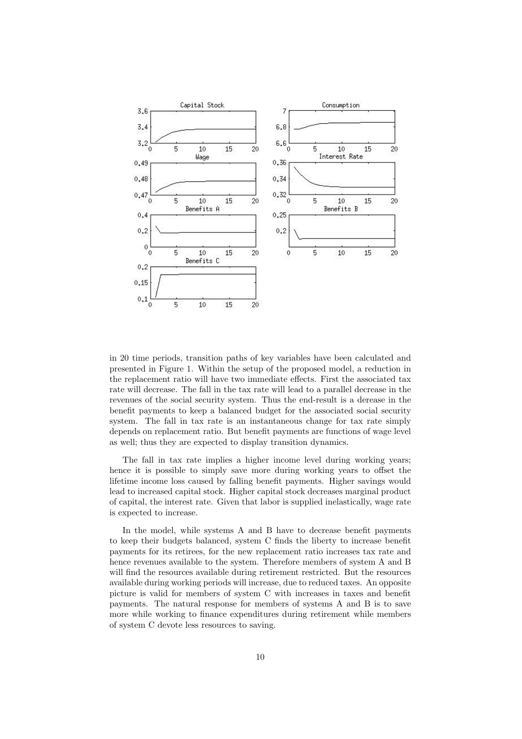in 20 time periods, transition paths of key variables have been calculated and presented in Figure 1. Within the setup of the proposed model, a reduction in the replacement ratio will have two immediate effects. First the associated tax rate will decrease. The fall in the tax rate will lead to a parallel decrease in the revenues of the social security system. Thus the end-result is a derease in the benefit payments to keep a balanced budget for the associated social security system. The fall in tax rate is an instantaneous change for tax rate simply depends on replacement ratio. But benefit payments are functions of wage level as well; thus they are expected to display transition dynamics.

The fall in tax rate implies a higher income level during working years; hence it is possible to simply save more during working years to offset the lifetime income loss caused by falling benefit payments. Higher savings would lead to increased capital stock. Higher capital stock decreases marginal product of capital, the interest rate. Given that labor is supplied inelastically, wage rate is expected to increase.

In the model, while systems A and B have to decrease benefit payments to keep their budgets balanced, system C finds the liberty to increase benefit payments for its retirees, for the new replacement ratio increases tax rate and hence revenues available to the system. Therefore members of system A and B will find the resources available during retirement restricted. But the resources available during working periods will increase, due to reduced taxes. An opposite picture is valid for members of system C with increases in taxes and benefit payments. The natural response for members of systems A and B is to save more while working to finance expenditures during retirement while members of system C devote less resources to saving.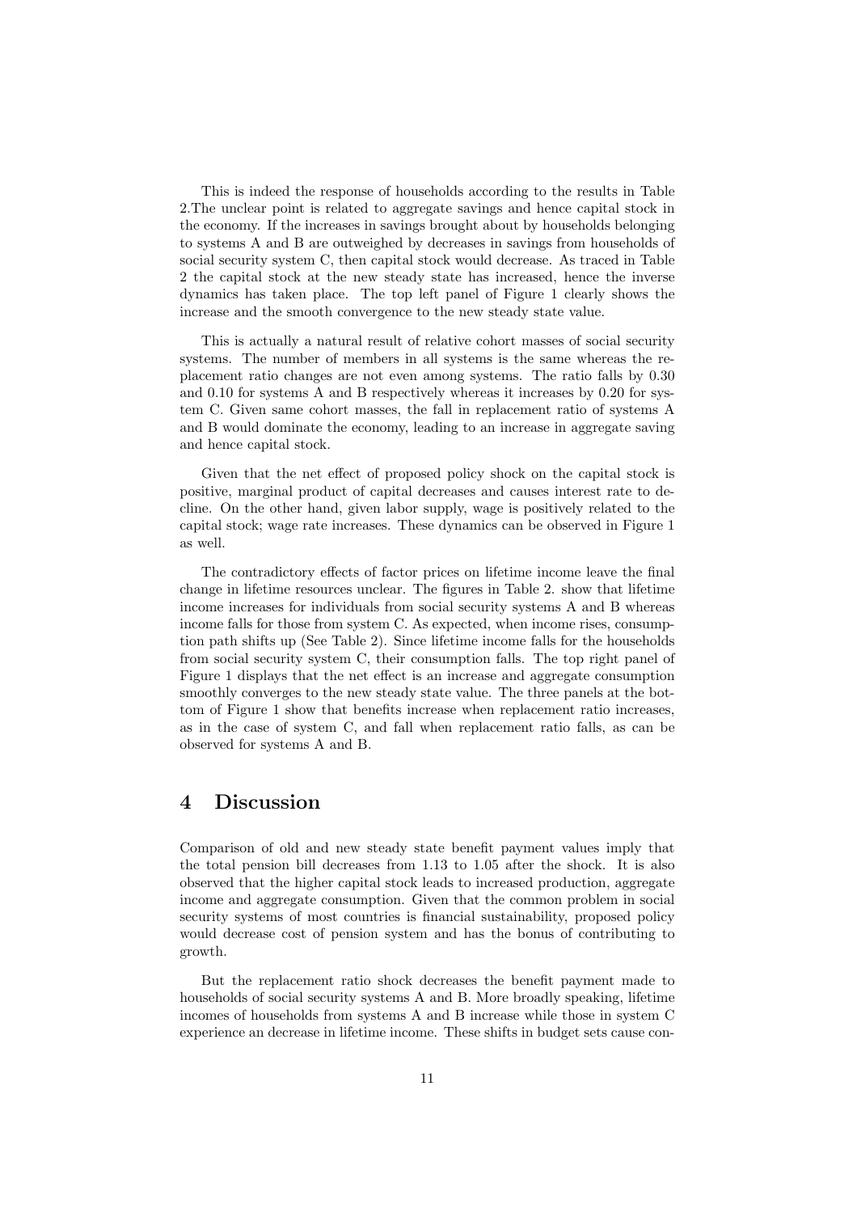This is indeed the response of households according to the results in Table 2.The unclear point is related to aggregate savings and hence capital stock in the economy. If the increases in savings brought about by households belonging to systems A and B are outweighed by decreases in savings from households of social security system C, then capital stock would decrease. As traced in Table 2 the capital stock at the new steady state has increased, hence the inverse dynamics has taken place. The top left panel of Figure 1 clearly shows the increase and the smooth convergence to the new steady state value.

This is actually a natural result of relative cohort masses of social security systems. The number of members in all systems is the same whereas the replacement ratio changes are not even among systems. The ratio falls by 0.30 and 0.10 for systems A and B respectively whereas it increases by 0.20 for system C. Given same cohort masses, the fall in replacement ratio of systems A and B would dominate the economy, leading to an increase in aggregate saving and hence capital stock.

Given that the net effect of proposed policy shock on the capital stock is positive, marginal product of capital decreases and causes interest rate to decline. On the other hand, given labor supply, wage is positively related to the capital stock; wage rate increases. These dynamics can be observed in Figure 1 as well.

The contradictory effects of factor prices on lifetime income leave the final change in lifetime resources unclear. The figures in Table 2. show that lifetime income increases for individuals from social security systems A and B whereas income falls for those from system C. As expected, when income rises, consumption path shifts up (See Table 2). Since lifetime income falls for the households from social security system C, their consumption falls. The top right panel of Figure 1 displays that the net effect is an increase and aggregate consumption smoothly converges to the new steady state value. The three panels at the bottom of Figure 1 show that benefits increase when replacement ratio increases, as in the case of system C, and fall when replacement ratio falls, as can be observed for systems A and B.

# 4 Discussion

Comparison of old and new steady state benefit payment values imply that the total pension bill decreases from 1.13 to 1.05 after the shock. It is also observed that the higher capital stock leads to increased production, aggregate income and aggregate consumption. Given that the common problem in social security systems of most countries is financial sustainability, proposed policy would decrease cost of pension system and has the bonus of contributing to growth.

But the replacement ratio shock decreases the benefit payment made to households of social security systems A and B. More broadly speaking, lifetime incomes of households from systems A and B increase while those in system C experience an decrease in lifetime income. These shifts in budget sets cause con-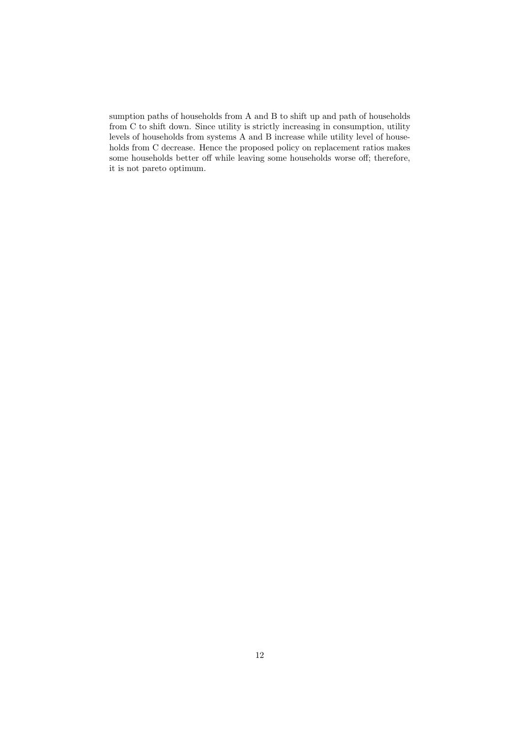sumption paths of households from A and B to shift up and path of households from C to shift down. Since utility is strictly increasing in consumption, utility levels of households from systems A and B increase while utility level of households from C decrease. Hence the proposed policy on replacement ratios makes some households better off while leaving some households worse off; therefore, it is not pareto optimum.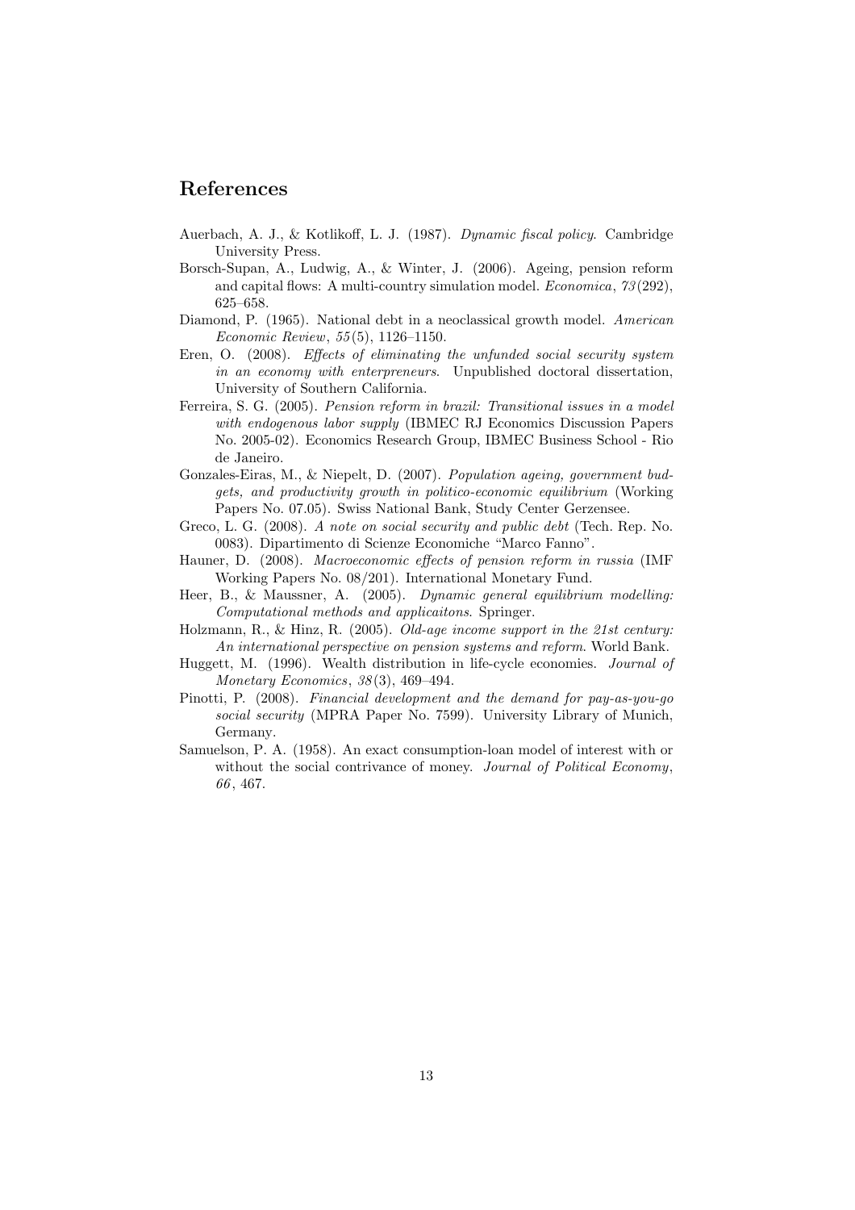## References

Auerbach, A. J., & Kotlikoff, L. J. (1987). *Dynamic fiscal policy*. Cambridge University Press.

Borsch-Supan, A., Ludwig, A., & Winter, J. (2006). Ageing, pension reform and capital flows: A multi-country simulation model. *Economica*, *73*(292), 625–658.

Diamond, P. (1965). National debt in a neoclassical growth model. *American Economic Review*, *55*(5), 1126–1150.

Eren, O. (2008). *Effects of eliminating the unfunded social security system in an economy with enterpreneurs*. Unpublished doctoral dissertation, University of Southern California.

Ferreira, S. G. (2005). *Pension reform in brazil: Transitional issues in a model with endogenous labor supply* (IBMEC RJ Economics Discussion Papers No. 2005-02). Economics Research Group, IBMEC Business School - Rio de Janeiro.

Gonzales-Eiras, M., & Niepelt, D. (2007). *Population ageing, government budgets, and productivity growth in politico-economic equilibrium* (Working Papers No. 07.05). Swiss National Bank, Study Center Gerzensee.

Greco, L. G. (2008). *A note on social security and public debt* (Tech. Rep. No. 0083). Dipartimento di Scienze Economiche "Marco Fanno".

Hauner, D. (2008). *Macroeconomic effects of pension reform in russia* (IMF Working Papers No. 08/201). International Monetary Fund.

Heer, B., & Maussner, A. (2005). *Dynamic general equilibrium modelling: Computational methods and applicaitons*. Springer.

Holzmann, R., & Hinz, R. (2005). *Old-age income support in the 21st century: An international perspective on pension systems and reform*. World Bank.

Huggett, M. (1996). Wealth distribution in life-cycle economies. *Journal of Monetary Economics*, *38*(3), 469–494.

Pinotti, P. (2008). *Financial development and the demand for pay-as-you-go social security* (MPRA Paper No. 7599). University Library of Munich, Germany.

Samuelson, P. A. (1958). An exact consumption-loan model of interest with or without the social contrivance of money. *Journal of Political Economy*, *66*, 467.